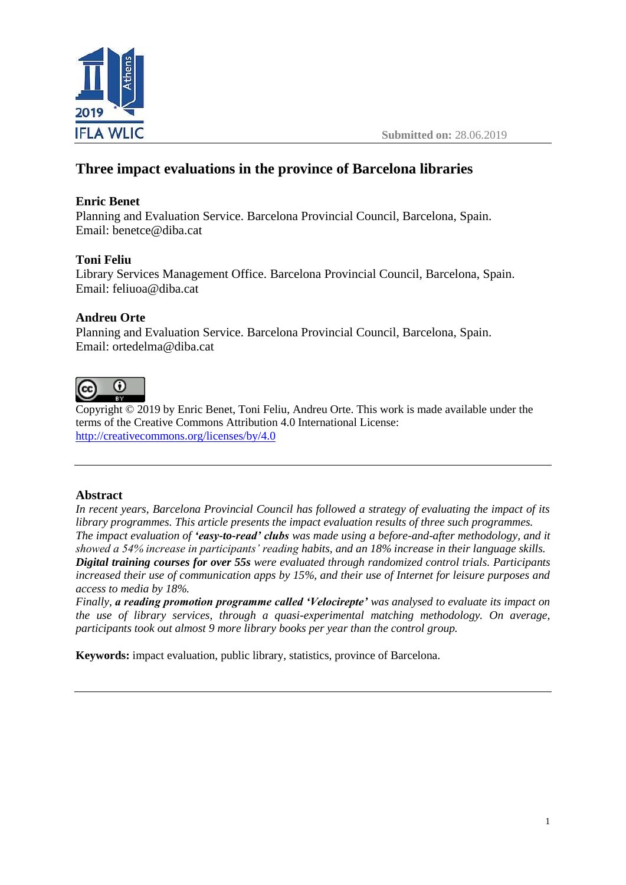Submitted on: 28.06.2019

# Three impact evaluations in the province of Barcelona libraries

**Enric Benet**
Planning and Evaluation Service. Barcelona Provincial Council, Barcelona, Spain.
Email: benetce@diba.cat

**Toni Feliu**
Library Services Management Office. Barcelona Provincial Council, Barcelona, Spain.
Email: feliuoa@diba.cat

**Andreu Orte**
Planning and Evaluation Service. Barcelona Provincial Council, Barcelona, Spain.
Email: ortedelma@diba.cat

Copyright © 2019 by Enric Benet, Toni Feliu, Andreu Orte. This work is made available under the terms of the Creative Commons Attribution 4.0 International License: http://creativecommons.org/licenses/by/4.0

---

## Abstract

*In recent years, Barcelona Provincial Council has followed a strategy of evaluating the impact of its library programmes. This article presents the impact evaluation results of three such programmes.*
*The impact evaluation of* ***'easy-to-read' clubs*** *was made using a before-and-after methodology, and it showed a 54% increase in participants' reading habits, and an 18% increase in their language skills.*
***Digital training courses for over 55s*** *were evaluated through randomized control trials. Participants increased their use of communication apps by 15%, and their use of Internet for leisure purposes and access to media by 18%.*
*Finally,* ***a reading promotion programme called 'Velocirepte'*** *was analysed to evaluate its impact on the use of library services, through a quasi-experimental matching methodology. On average, participants took out almost 9 more library books per year than the control group.*

**Keywords:** impact evaluation, public library, statistics, province of Barcelona.

---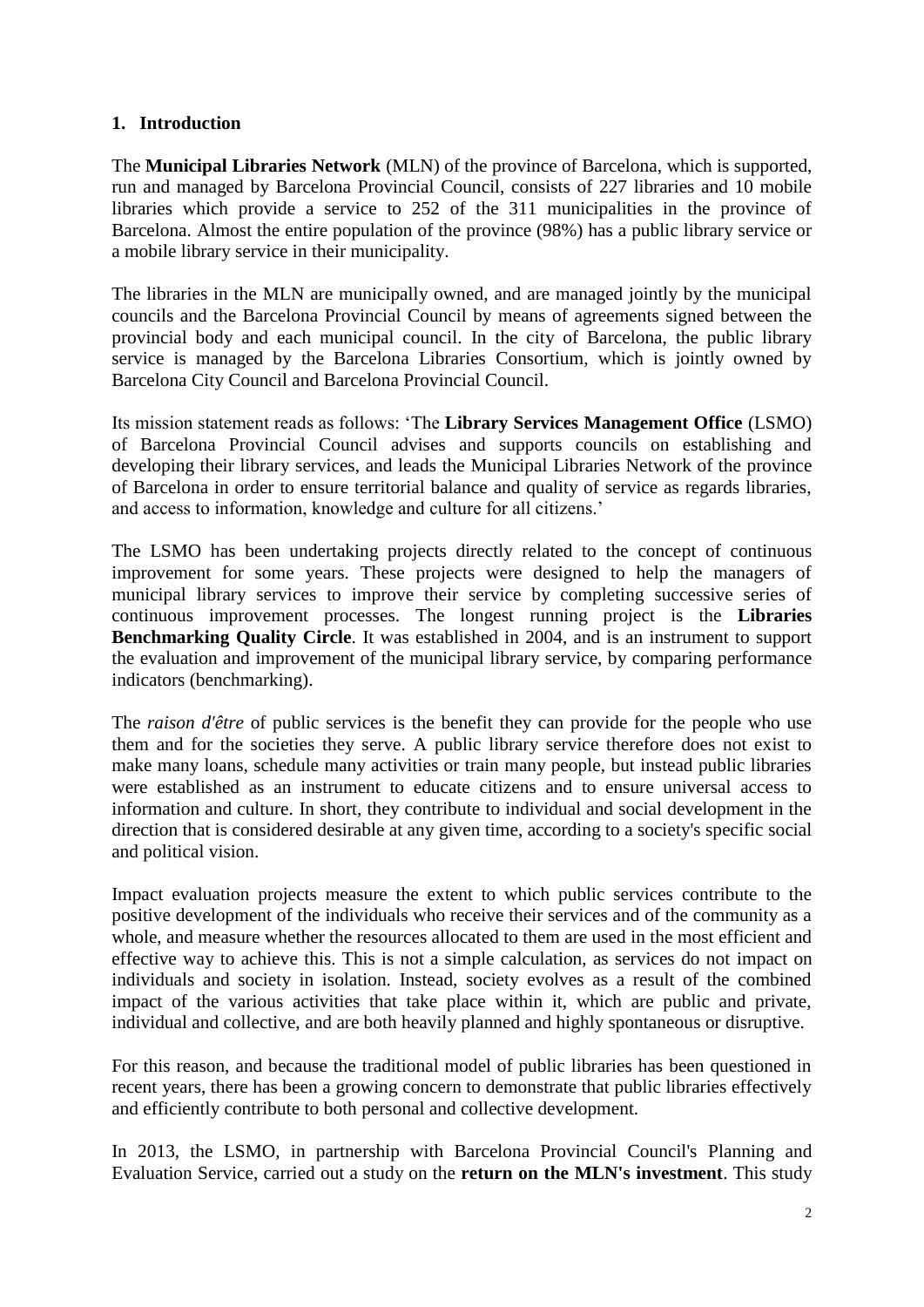## 1. Introduction

The **Municipal Libraries Network** (MLN) of the province of Barcelona, which is supported, run and managed by Barcelona Provincial Council, consists of 227 libraries and 10 mobile libraries which provide a service to 252 of the 311 municipalities in the province of Barcelona. Almost the entire population of the province (98%) has a public library service or a mobile library service in their municipality.

The libraries in the MLN are municipally owned, and are managed jointly by the municipal councils and the Barcelona Provincial Council by means of agreements signed between the provincial body and each municipal council. In the city of Barcelona, the public library service is managed by the Barcelona Libraries Consortium, which is jointly owned by Barcelona City Council and Barcelona Provincial Council.

Its mission statement reads as follows: 'The **Library Services Management Office** (LSMO) of Barcelona Provincial Council advises and supports councils on establishing and developing their library services, and leads the Municipal Libraries Network of the province of Barcelona in order to ensure territorial balance and quality of service as regards libraries, and access to information, knowledge and culture for all citizens.'

The LSMO has been undertaking projects directly related to the concept of continuous improvement for some years. These projects were designed to help the managers of municipal library services to improve their service by completing successive series of continuous improvement processes. The longest running project is the **Libraries Benchmarking Quality Circle**. It was established in 2004, and is an instrument to support the evaluation and improvement of the municipal library service, by comparing performance indicators (benchmarking).

The *raison d'être* of public services is the benefit they can provide for the people who use them and for the societies they serve. A public library service therefore does not exist to make many loans, schedule many activities or train many people, but instead public libraries were established as an instrument to educate citizens and to ensure universal access to information and culture. In short, they contribute to individual and social development in the direction that is considered desirable at any given time, according to a society's specific social and political vision.

Impact evaluation projects measure the extent to which public services contribute to the positive development of the individuals who receive their services and of the community as a whole, and measure whether the resources allocated to them are used in the most efficient and effective way to achieve this. This is not a simple calculation, as services do not impact on individuals and society in isolation. Instead, society evolves as a result of the combined impact of the various activities that take place within it, which are public and private, individual and collective, and are both heavily planned and highly spontaneous or disruptive.

For this reason, and because the traditional model of public libraries has been questioned in recent years, there has been a growing concern to demonstrate that public libraries effectively and efficiently contribute to both personal and collective development.

In 2013, the LSMO, in partnership with Barcelona Provincial Council's Planning and Evaluation Service, carried out a study on the **return on the MLN's investment**. This study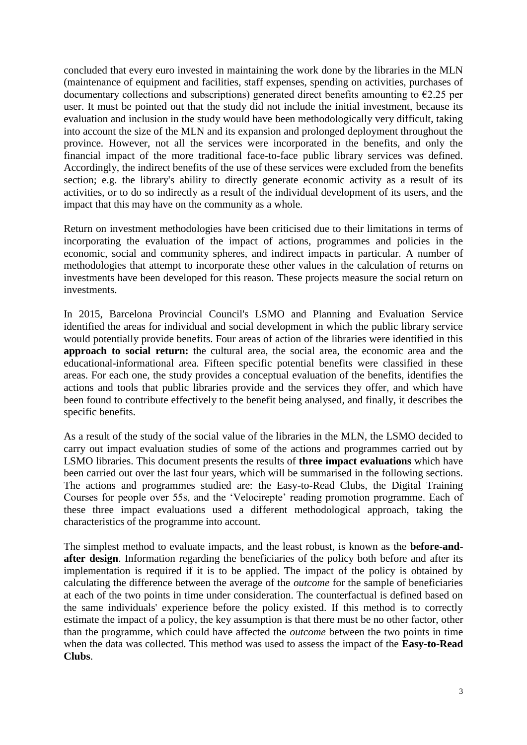concluded that every euro invested in maintaining the work done by the libraries in the MLN (maintenance of equipment and facilities, staff expenses, spending on activities, purchases of documentary collections and subscriptions) generated direct benefits amounting to €2.25 per user. It must be pointed out that the study did not include the initial investment, because its evaluation and inclusion in the study would have been methodologically very difficult, taking into account the size of the MLN and its expansion and prolonged deployment throughout the province. However, not all the services were incorporated in the benefits, and only the financial impact of the more traditional face-to-face public library services was defined. Accordingly, the indirect benefits of the use of these services were excluded from the benefits section; e.g. the library's ability to directly generate economic activity as a result of its activities, or to do so indirectly as a result of the individual development of its users, and the impact that this may have on the community as a whole.

Return on investment methodologies have been criticised due to their limitations in terms of incorporating the evaluation of the impact of actions, programmes and policies in the economic, social and community spheres, and indirect impacts in particular. A number of methodologies that attempt to incorporate these other values in the calculation of returns on investments have been developed for this reason. These projects measure the social return on investments.

In 2015, Barcelona Provincial Council's LSMO and Planning and Evaluation Service identified the areas for individual and social development in which the public library service would potentially provide benefits. Four areas of action of the libraries were identified in this **approach to social return:** the cultural area, the social area, the economic area and the educational-informational area. Fifteen specific potential benefits were classified in these areas. For each one, the study provides a conceptual evaluation of the benefits, identifies the actions and tools that public libraries provide and the services they offer, and which have been found to contribute effectively to the benefit being analysed, and finally, it describes the specific benefits.

As a result of the study of the social value of the libraries in the MLN, the LSMO decided to carry out impact evaluation studies of some of the actions and programmes carried out by LSMO libraries. This document presents the results of **three impact evaluations** which have been carried out over the last four years, which will be summarised in the following sections. The actions and programmes studied are: the Easy-to-Read Clubs, the Digital Training Courses for people over 55s, and the 'Velocirepte' reading promotion programme. Each of these three impact evaluations used a different methodological approach, taking the characteristics of the programme into account.

The simplest method to evaluate impacts, and the least robust, is known as the **before-and-after design**. Information regarding the beneficiaries of the policy both before and after its implementation is required if it is to be applied. The impact of the policy is obtained by calculating the difference between the average of the *outcome* for the sample of beneficiaries at each of the two points in time under consideration. The counterfactual is defined based on the same individuals' experience before the policy existed. If this method is to correctly estimate the impact of a policy, the key assumption is that there must be no other factor, other than the programme, which could have affected the *outcome* between the two points in time when the data was collected. This method was used to assess the impact of the **Easy-to-Read Clubs**.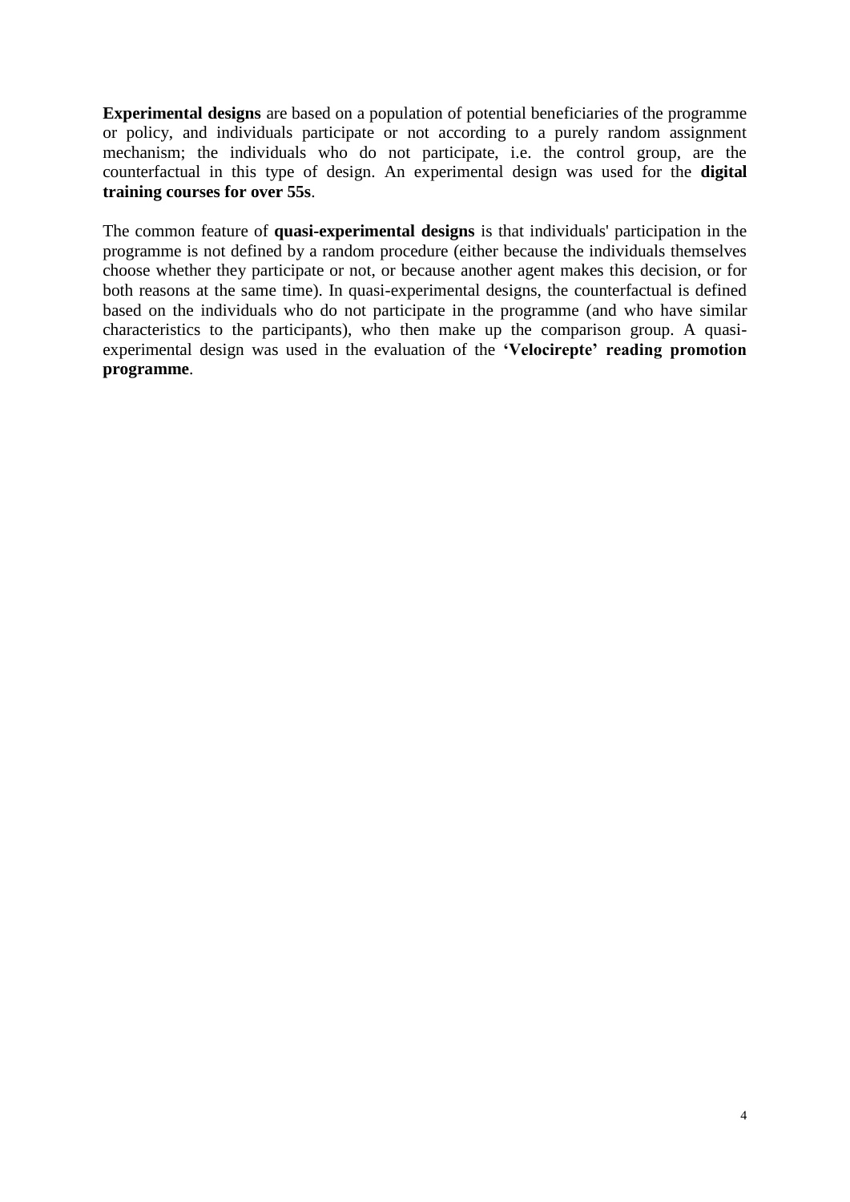**Experimental designs** are based on a population of potential beneficiaries of the programme or policy, and individuals participate or not according to a purely random assignment mechanism; the individuals who do not participate, i.e. the control group, are the counterfactual in this type of design. An experimental design was used for the **digital training courses for over 55s**.

The common feature of **quasi-experimental designs** is that individuals' participation in the programme is not defined by a random procedure (either because the individuals themselves choose whether they participate or not, or because another agent makes this decision, or for both reasons at the same time). In quasi-experimental designs, the counterfactual is defined based on the individuals who do not participate in the programme (and who have similar characteristics to the participants), who then make up the comparison group. A quasi-experimental design was used in the evaluation of the **'Velocirepte' reading promotion programme**.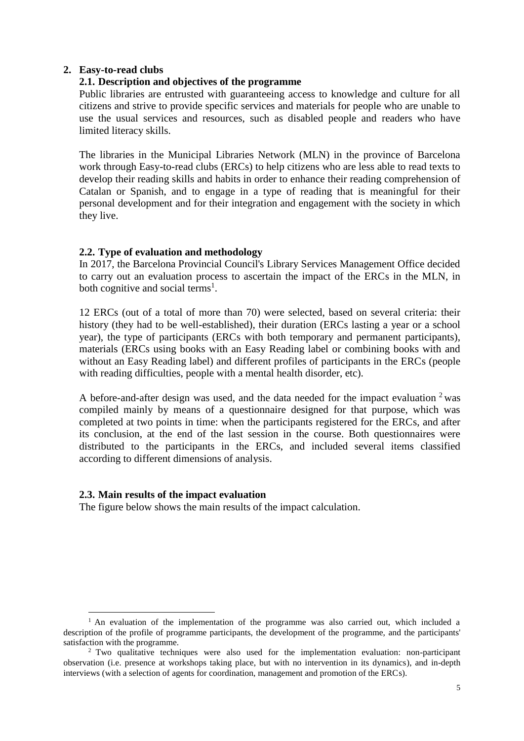## 2. Easy-to-read clubs

### 2.1. Description and objectives of the programme

Public libraries are entrusted with guaranteeing access to knowledge and culture for all citizens and strive to provide specific services and materials for people who are unable to use the usual services and resources, such as disabled people and readers who have limited literacy skills.

The libraries in the Municipal Libraries Network (MLN) in the province of Barcelona work through Easy-to-read clubs (ERCs) to help citizens who are less able to read texts to develop their reading skills and habits in order to enhance their reading comprehension of Catalan or Spanish, and to engage in a type of reading that is meaningful for their personal development and for their integration and engagement with the society in which they live.

### 2.2. Type of evaluation and methodology

In 2017, the Barcelona Provincial Council's Library Services Management Office decided to carry out an evaluation process to ascertain the impact of the ERCs in the MLN, in both cognitive and social terms[1].

12 ERCs (out of a total of more than 70) were selected, based on several criteria: their history (they had to be well-established), their duration (ERCs lasting a year or a school year), the type of participants (ERCs with both temporary and permanent participants), materials (ERCs using books with an Easy Reading label or combining books with and without an Easy Reading label) and different profiles of participants in the ERCs (people with reading difficulties, people with a mental health disorder, etc).

A before-and-after design was used, and the data needed for the impact evaluation [2] was compiled mainly by means of a questionnaire designed for that purpose, which was completed at two points in time: when the participants registered for the ERCs, and after its conclusion, at the end of the last session in the course. Both questionnaires were distributed to the participants in the ERCs, and included several items classified according to different dimensions of analysis.

### 2.3. Main results of the impact evaluation

The figure below shows the main results of the impact calculation.

---

[1] An evaluation of the implementation of the programme was also carried out, which included a description of the profile of programme participants, the development of the programme, and the participants' satisfaction with the programme.

[2] Two qualitative techniques were also used for the implementation evaluation: non-participant observation (i.e. presence at workshops taking place, but with no intervention in its dynamics), and in-depth interviews (with a selection of agents for coordination, management and promotion of the ERCs).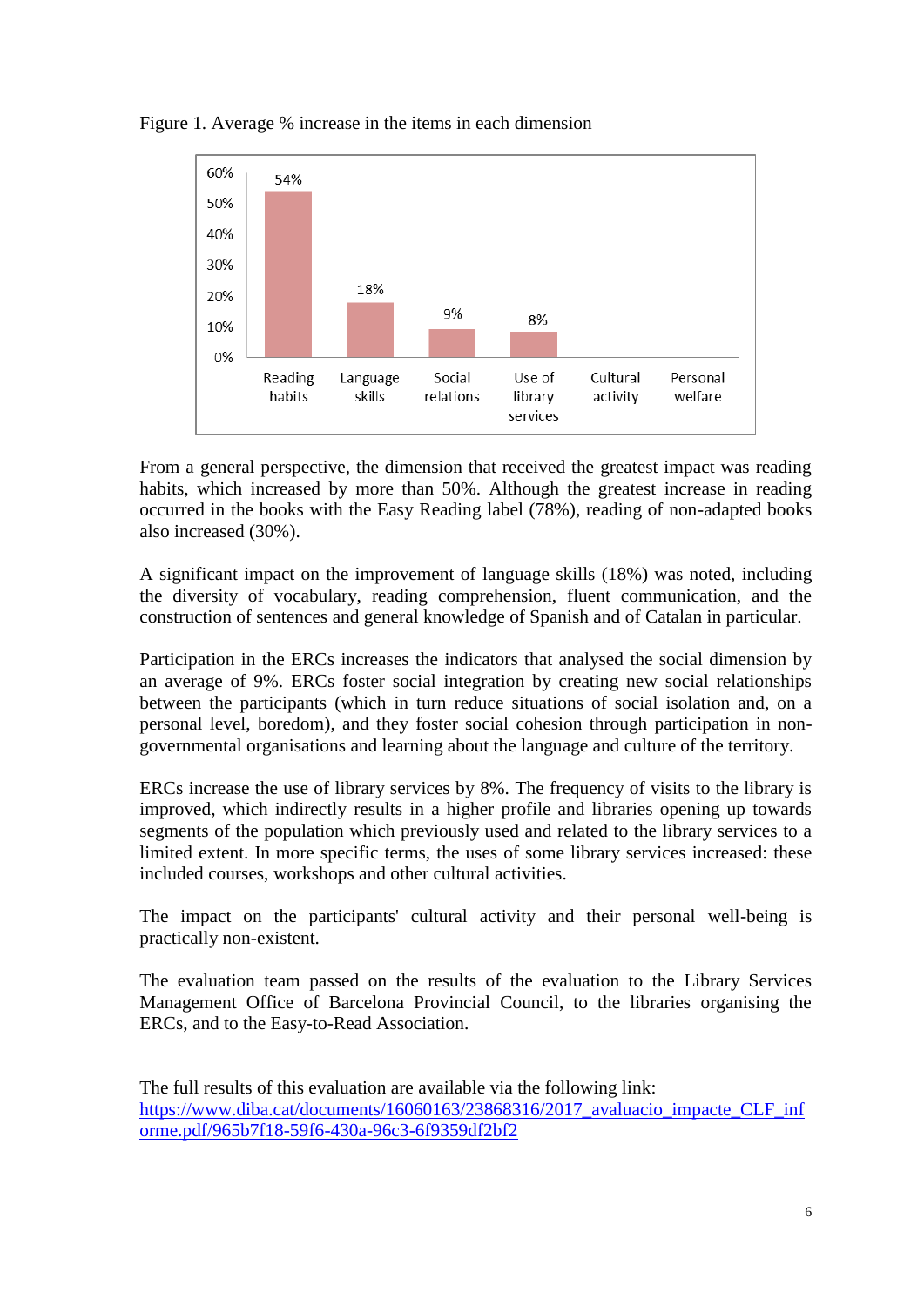Figure 1. Average % increase in the items in each dimension

| Dimension | Average % increase |
|---|---|
| Reading habits | 54% |
| Language skills | 18% |
| Social relations | 9% |
| Use of library services | 8% |
| Cultural activity | |
| Personal welfare | |

From a general perspective, the dimension that received the greatest impact was reading habits, which increased by more than 50%. Although the greatest increase in reading occurred in the books with the Easy Reading label (78%), reading of non-adapted books also increased (30%).

A significant impact on the improvement of language skills (18%) was noted, including the diversity of vocabulary, reading comprehension, fluent communication, and the construction of sentences and general knowledge of Spanish and of Catalan in particular.

Participation in the ERCs increases the indicators that analysed the social dimension by an average of 9%. ERCs foster social integration by creating new social relationships between the participants (which in turn reduce situations of social isolation and, on a personal level, boredom), and they foster social cohesion through participation in non-governmental organisations and learning about the language and culture of the territory.

ERCs increase the use of library services by 8%. The frequency of visits to the library is improved, which indirectly results in a higher profile and libraries opening up towards segments of the population which previously used and related to the library services to a limited extent. In more specific terms, the uses of some library services increased: these included courses, workshops and other cultural activities.

The impact on the participants' cultural activity and their personal well-being is practically non-existent.

The evaluation team passed on the results of the evaluation to the Library Services Management Office of Barcelona Provincial Council, to the libraries organising the ERCs, and to the Easy-to-Read Association.

The full results of this evaluation are available via the following link:
https://www.diba.cat/documents/16060163/23868316/2017_avaluacio_impacte_CLF_informe.pdf/965b7f18-59f6-430a-96c3-6f9359df2bf2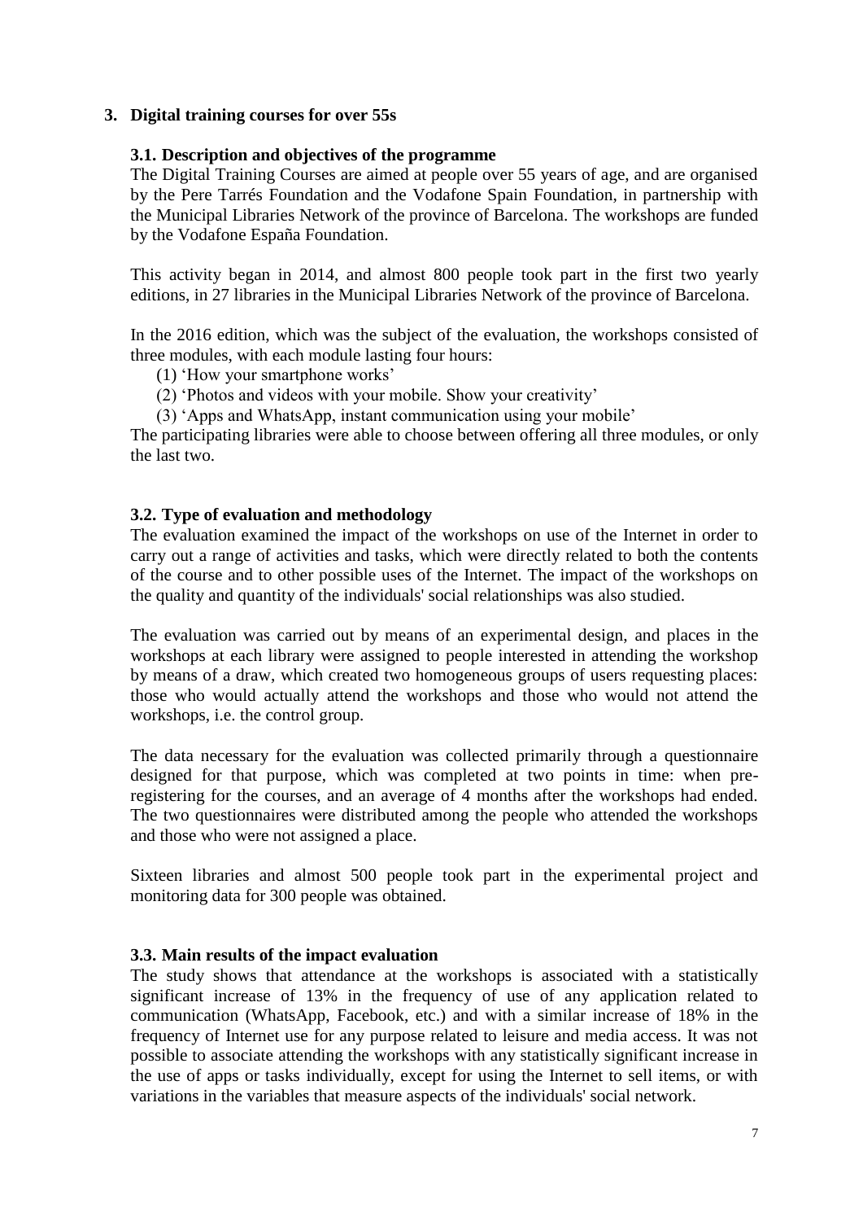## 3. Digital training courses for over 55s

### 3.1. Description and objectives of the programme

The Digital Training Courses are aimed at people over 55 years of age, and are organised by the Pere Tarrés Foundation and the Vodafone Spain Foundation, in partnership with the Municipal Libraries Network of the province of Barcelona. The workshops are funded by the Vodafone España Foundation.

This activity began in 2014, and almost 800 people took part in the first two yearly editions, in 27 libraries in the Municipal Libraries Network of the province of Barcelona.

In the 2016 edition, which was the subject of the evaluation, the workshops consisted of three modules, with each module lasting four hours:

(1) 'How your smartphone works'
(2) 'Photos and videos with your mobile. Show your creativity'
(3) 'Apps and WhatsApp, instant communication using your mobile'

The participating libraries were able to choose between offering all three modules, or only the last two.

### 3.2. Type of evaluation and methodology

The evaluation examined the impact of the workshops on use of the Internet in order to carry out a range of activities and tasks, which were directly related to both the contents of the course and to other possible uses of the Internet. The impact of the workshops on the quality and quantity of the individuals' social relationships was also studied.

The evaluation was carried out by means of an experimental design, and places in the workshops at each library were assigned to people interested in attending the workshop by means of a draw, which created two homogeneous groups of users requesting places: those who would actually attend the workshops and those who would not attend the workshops, i.e. the control group.

The data necessary for the evaluation was collected primarily through a questionnaire designed for that purpose, which was completed at two points in time: when pre-registering for the courses, and an average of 4 months after the workshops had ended. The two questionnaires were distributed among the people who attended the workshops and those who were not assigned a place.

Sixteen libraries and almost 500 people took part in the experimental project and monitoring data for 300 people was obtained.

### 3.3. Main results of the impact evaluation

The study shows that attendance at the workshops is associated with a statistically significant increase of 13% in the frequency of use of any application related to communication (WhatsApp, Facebook, etc.) and with a similar increase of 18% in the frequency of Internet use for any purpose related to leisure and media access. It was not possible to associate attending the workshops with any statistically significant increase in the use of apps or tasks individually, except for using the Internet to sell items, or with variations in the variables that measure aspects of the individuals' social network.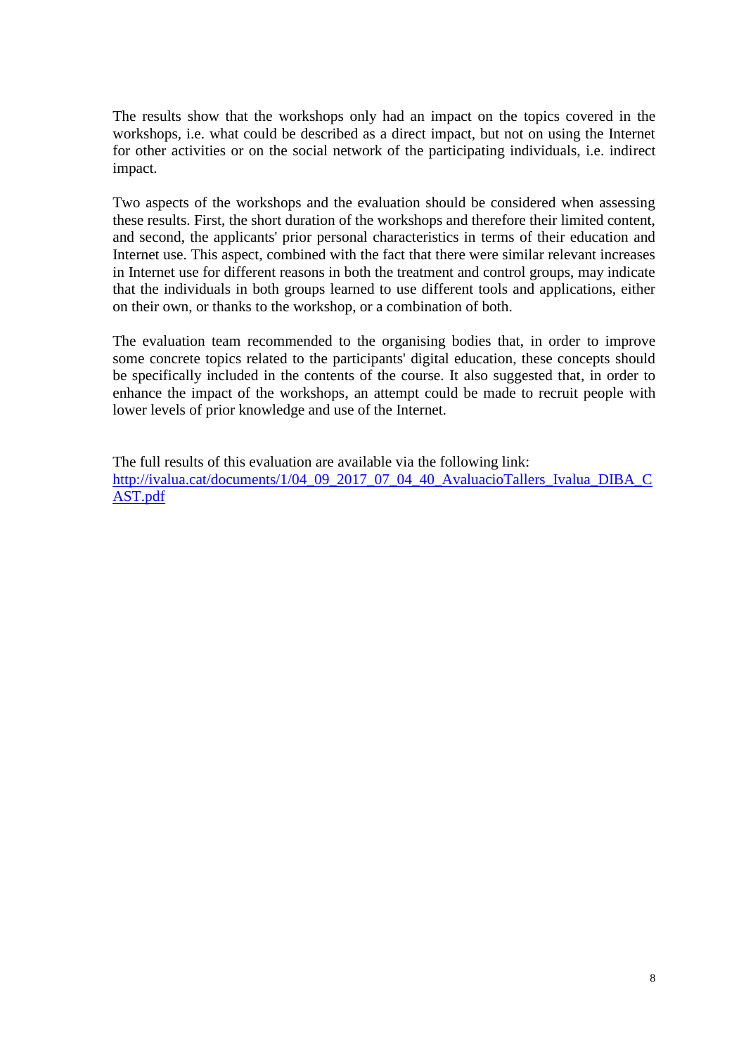The results show that the workshops only had an impact on the topics covered in the workshops, i.e. what could be described as a direct impact, but not on using the Internet for other activities or on the social network of the participating individuals, i.e. indirect impact.

Two aspects of the workshops and the evaluation should be considered when assessing these results. First, the short duration of the workshops and therefore their limited content, and second, the applicants' prior personal characteristics in terms of their education and Internet use. This aspect, combined with the fact that there were similar relevant increases in Internet use for different reasons in both the treatment and control groups, may indicate that the individuals in both groups learned to use different tools and applications, either on their own, or thanks to the workshop, or a combination of both.

The evaluation team recommended to the organising bodies that, in order to improve some concrete topics related to the participants' digital education, these concepts should be specifically included in the contents of the course. It also suggested that, in order to enhance the impact of the workshops, an attempt could be made to recruit people with lower levels of prior knowledge and use of the Internet.

The full results of this evaluation are available via the following link:
[http://ivalua.cat/documents/1/04_09_2017_07_04_40_AvaluacioTallers_Ivalua_DIBA_CAST.pdf](http://ivalua.cat/documents/1/04_09_2017_07_04_40_AvaluacioTallers_Ivalua_DIBA_CAST.pdf)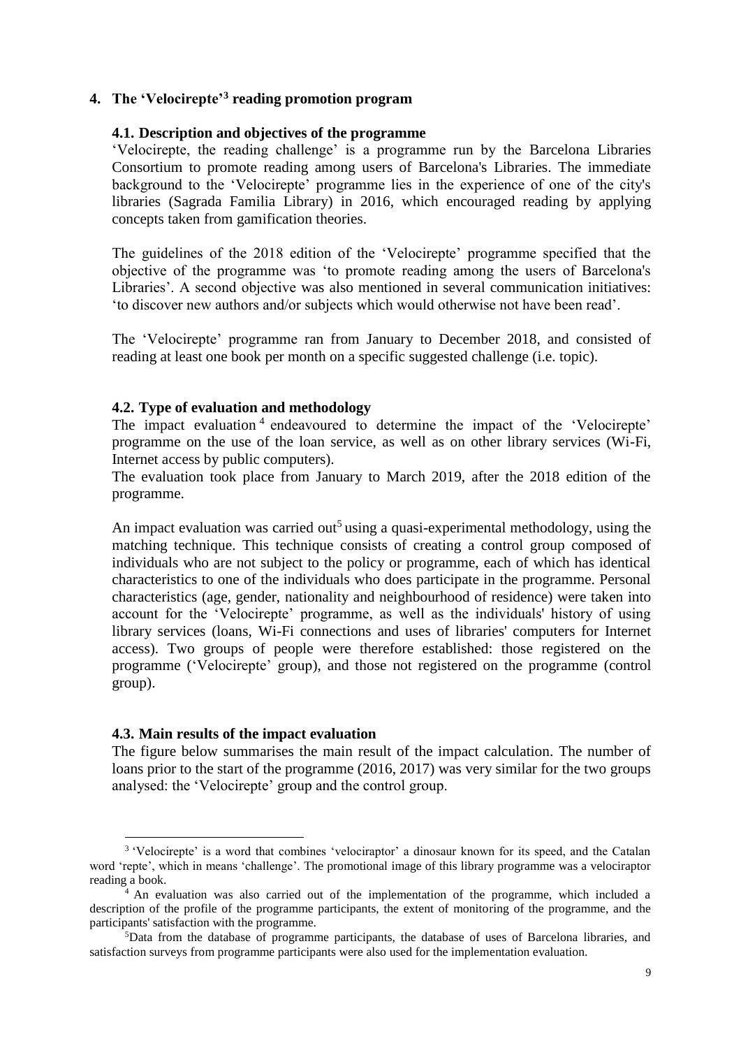## 4. The 'Velocirepte'[3] reading promotion program

### 4.1. Description and objectives of the programme

'Velocirepte, the reading challenge' is a programme run by the Barcelona Libraries Consortium to promote reading among users of Barcelona's Libraries. The immediate background to the 'Velocirepte' programme lies in the experience of one of the city's libraries (Sagrada Familia Library) in 2016, which encouraged reading by applying concepts taken from gamification theories.

The guidelines of the 2018 edition of the 'Velocirepte' programme specified that the objective of the programme was 'to promote reading among the users of Barcelona's Libraries'. A second objective was also mentioned in several communication initiatives: 'to discover new authors and/or subjects which would otherwise not have been read'.

The 'Velocirepte' programme ran from January to December 2018, and consisted of reading at least one book per month on a specific suggested challenge (i.e. topic).

### 4.2. Type of evaluation and methodology

The impact evaluation[4] endeavoured to determine the impact of the 'Velocirepte' programme on the use of the loan service, as well as on other library services (Wi-Fi, Internet access by public computers).

The evaluation took place from January to March 2019, after the 2018 edition of the programme.

An impact evaluation was carried out[5] using a quasi-experimental methodology, using the matching technique. This technique consists of creating a control group composed of individuals who are not subject to the policy or programme, each of which has identical characteristics to one of the individuals who does participate in the programme. Personal characteristics (age, gender, nationality and neighbourhood of residence) were taken into account for the 'Velocirepte' programme, as well as the individuals' history of using library services (loans, Wi-Fi connections and uses of libraries' computers for Internet access). Two groups of people were therefore established: those registered on the programme ('Velocirepte' group), and those not registered on the programme (control group).

### 4.3. Main results of the impact evaluation

The figure below summarises the main result of the impact calculation. The number of loans prior to the start of the programme (2016, 2017) was very similar for the two groups analysed: the 'Velocirepte' group and the control group.

---

[3] 'Velocirepte' is a word that combines 'velociraptor' a dinosaur known for its speed, and the Catalan word 'repte', which in means 'challenge'. The promotional image of this library programme was a velociraptor reading a book.

[4] An evaluation was also carried out of the implementation of the programme, which included a description of the profile of the programme participants, the extent of monitoring of the programme, and the participants' satisfaction with the programme.

[5] Data from the database of programme participants, the database of uses of Barcelona libraries, and satisfaction surveys from programme participants were also used for the implementation evaluation.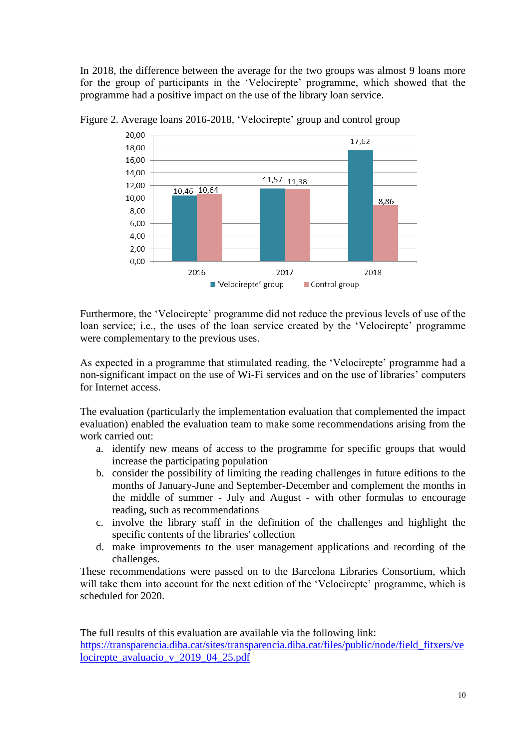In 2018, the difference between the average for the two groups was almost 9 loans more for the group of participants in the 'Velocirepte' programme, which showed that the programme had a positive impact on the use of the library loan service.

Figure 2. Average loans 2016-2018, 'Velocirepte' group and control group

| | 'Velocirepte' group | Control group |
|---|---|---|
| 2016 | 10,46 | 10,64 |
| 2017 | 11,57 | 11,38 |
| 2018 | 17,62 | 8,86 |

Furthermore, the 'Velocirepte' programme did not reduce the previous levels of use of the loan service; i.e., the uses of the loan service created by the 'Velocirepte' programme were complementary to the previous uses.

As expected in a programme that stimulated reading, the 'Velocirepte' programme had a non-significant impact on the use of Wi-Fi services and on the use of libraries' computers for Internet access.

The evaluation (particularly the implementation evaluation that complemented the impact evaluation) enabled the evaluation team to make some recommendations arising from the work carried out:

a. identify new means of access to the programme for specific groups that would increase the participating population
b. consider the possibility of limiting the reading challenges in future editions to the months of January-June and September-December and complement the months in the middle of summer - July and August - with other formulas to encourage reading, such as recommendations
c. involve the library staff in the definition of the challenges and highlight the specific contents of the libraries' collection
d. make improvements to the user management applications and recording of the challenges.

These recommendations were passed on to the Barcelona Libraries Consortium, which will take them into account for the next edition of the 'Velocirepte' programme, which is scheduled for 2020.

The full results of this evaluation are available via the following link:
https://transparencia.diba.cat/sites/transparencia.diba.cat/files/public/node/field_fitxers/velocirepte_avaluacio_v_2019_04_25.pdf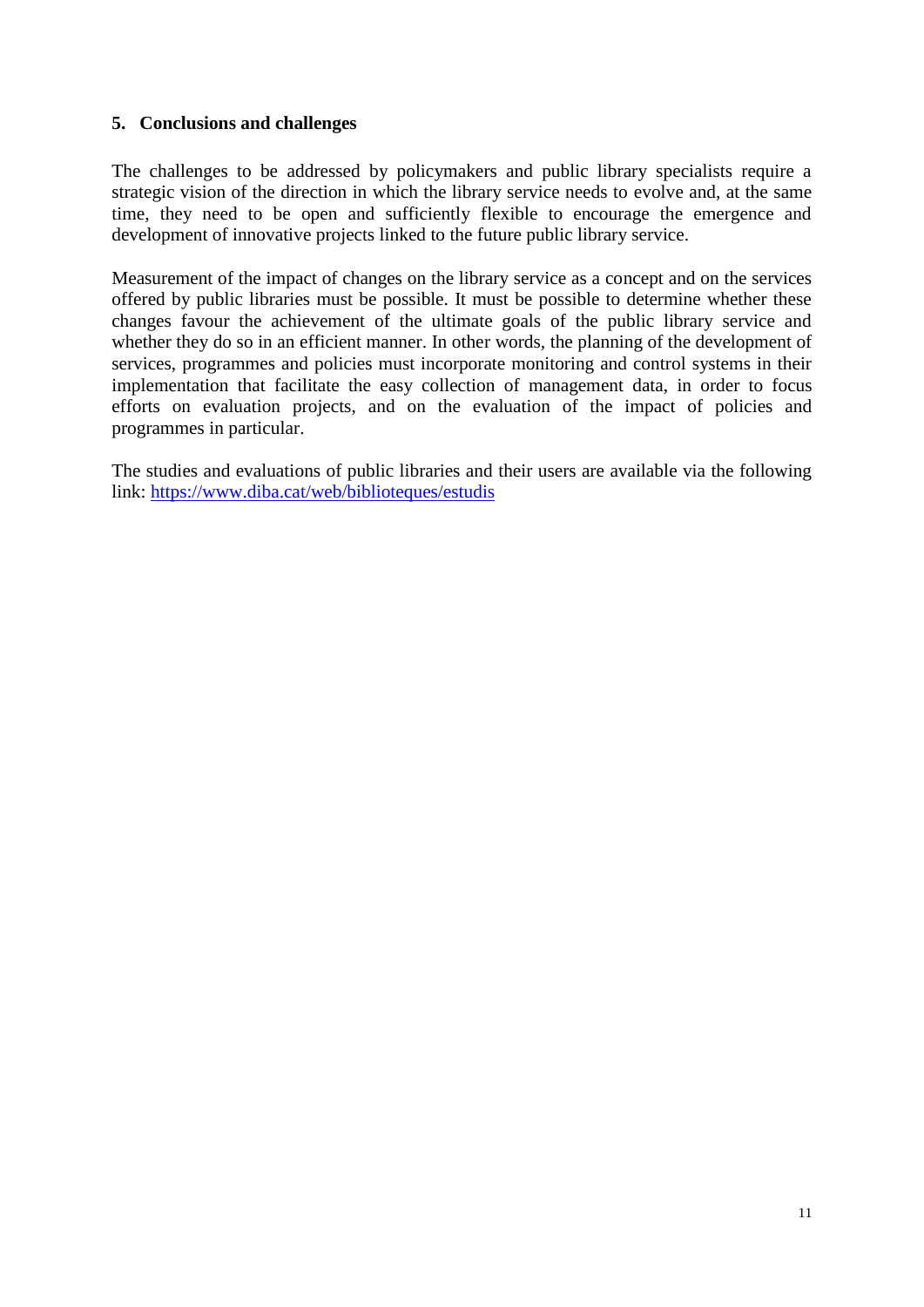## 5. Conclusions and challenges

The challenges to be addressed by policymakers and public library specialists require a strategic vision of the direction in which the library service needs to evolve and, at the same time, they need to be open and sufficiently flexible to encourage the emergence and development of innovative projects linked to the future public library service.

Measurement of the impact of changes on the library service as a concept and on the services offered by public libraries must be possible. It must be possible to determine whether these changes favour the achievement of the ultimate goals of the public library service and whether they do so in an efficient manner. In other words, the planning of the development of services, programmes and policies must incorporate monitoring and control systems in their implementation that facilitate the easy collection of management data, in order to focus efforts on evaluation projects, and on the evaluation of the impact of policies and programmes in particular.

The studies and evaluations of public libraries and their users are available via the following link: [https://www.diba.cat/web/biblioteques/estudis](https://www.diba.cat/web/biblioteques/estudis)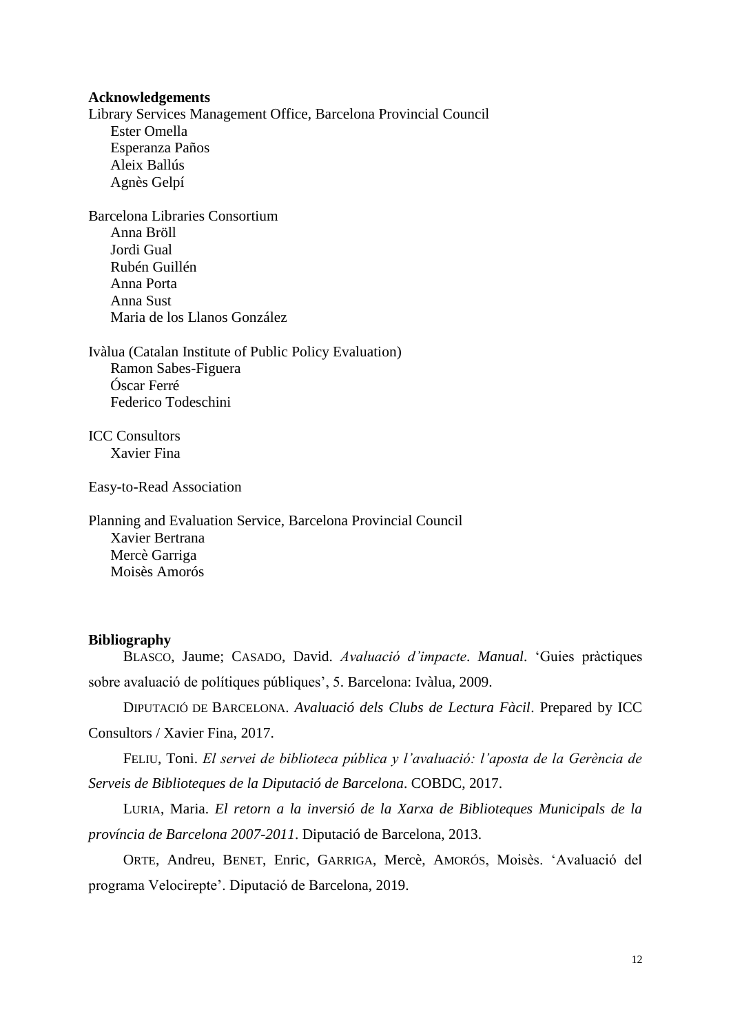**Acknowledgements**

Library Services Management Office, Barcelona Provincial Council
- Ester Omella
- Esperanza Paños
- Aleix Ballús
- Agnès Gelpí

Barcelona Libraries Consortium
- Anna Bröll
- Jordi Gual
- Rubén Guillén
- Anna Porta
- Anna Sust
- Maria de los Llanos González

Ivàlua (Catalan Institute of Public Policy Evaluation)
- Ramon Sabes-Figuera
- Óscar Ferré
- Federico Todeschini

ICC Consultors
- Xavier Fina

Easy-to-Read Association

Planning and Evaluation Service, Barcelona Provincial Council
- Xavier Bertrana
- Mercè Garriga
- Moisès Amorós

**Bibliography**

BLASCO, Jaume; CASADO, David. *Avaluació d'impacte*. *Manual*. 'Guies pràctiques sobre avaluació de polítiques públiques', 5. Barcelona: Ivàlua, 2009.

DIPUTACIÓ DE BARCELONA. *Avaluació dels Clubs de Lectura Fàcil*. Prepared by ICC Consultors / Xavier Fina, 2017.

FELIU, Toni. *El servei de biblioteca pública y l'avaluació: l'aposta de la Gerència de Serveis de Biblioteques de la Diputació de Barcelona*. COBDC, 2017.

LURIA, Maria. *El retorn a la inversió de la Xarxa de Biblioteques Municipals de la província de Barcelona 2007-2011*. Diputació de Barcelona, 2013.

ORTE, Andreu, BENET, Enric, GARRIGA, Mercè, AMORÓS, Moisès. 'Avaluació del programa Velocirepte'. Diputació de Barcelona, 2019.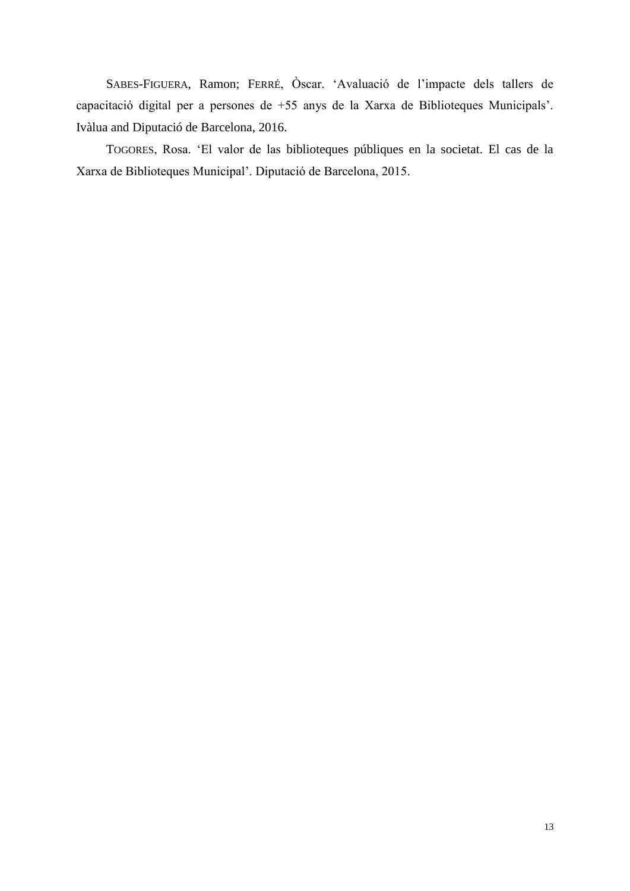SABES-FIGUERA, Ramon; FERRÉ, Òscar. 'Avaluació de l'impacte dels tallers de capacitació digital per a persones de +55 anys de la Xarxa de Biblioteques Municipals'. Ivàlua and Diputació de Barcelona, 2016.

TOGORES, Rosa. 'El valor de las biblioteques públiques en la societat. El cas de la Xarxa de Biblioteques Municipal'. Diputació de Barcelona, 2015.